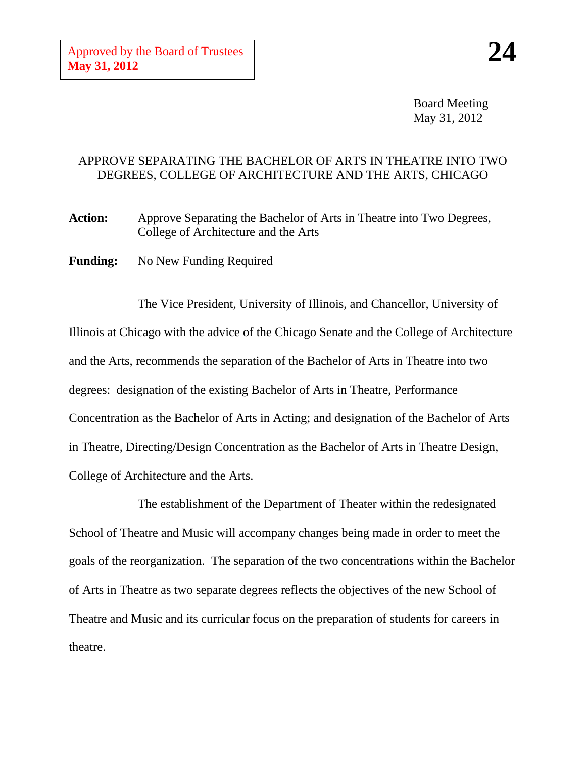Approved by the Board of Trustees
**May 31, 2012**

**24**

Board Meeting
May 31, 2012

APPROVE SEPARATING THE BACHELOR OF ARTS IN THEATRE INTO TWO DEGREES, COLLEGE OF ARCHITECTURE AND THE ARTS, CHICAGO

**Action:** Approve Separating the Bachelor of Arts in Theatre into Two Degrees, College of Architecture and the Arts

**Funding:** No New Funding Required

The Vice President, University of Illinois, and Chancellor, University of Illinois at Chicago with the advice of the Chicago Senate and the College of Architecture and the Arts, recommends the separation of the Bachelor of Arts in Theatre into two degrees: designation of the existing Bachelor of Arts in Theatre, Performance Concentration as the Bachelor of Arts in Acting; and designation of the Bachelor of Arts in Theatre, Directing/Design Concentration as the Bachelor of Arts in Theatre Design, College of Architecture and the Arts.

The establishment of the Department of Theater within the redesignated School of Theatre and Music will accompany changes being made in order to meet the goals of the reorganization. The separation of the two concentrations within the Bachelor of Arts in Theatre as two separate degrees reflects the objectives of the new School of Theatre and Music and its curricular focus on the preparation of students for careers in theatre.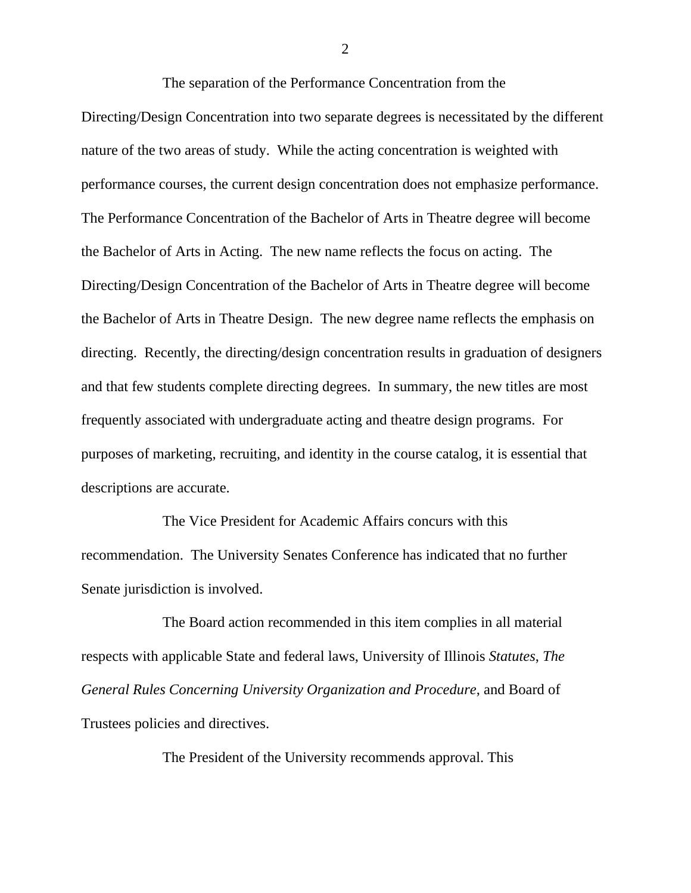The separation of the Performance Concentration from the Directing/Design Concentration into two separate degrees is necessitated by the different nature of the two areas of study. While the acting concentration is weighted with performance courses, the current design concentration does not emphasize performance. The Performance Concentration of the Bachelor of Arts in Theatre degree will become the Bachelor of Arts in Acting. The new name reflects the focus on acting. The Directing/Design Concentration of the Bachelor of Arts in Theatre degree will become the Bachelor of Arts in Theatre Design. The new degree name reflects the emphasis on directing. Recently, the directing/design concentration results in graduation of designers and that few students complete directing degrees. In summary, the new titles are most frequently associated with undergraduate acting and theatre design programs. For purposes of marketing, recruiting, and identity in the course catalog, it is essential that descriptions are accurate.

The Vice President for Academic Affairs concurs with this recommendation. The University Senates Conference has indicated that no further Senate jurisdiction is involved.

The Board action recommended in this item complies in all material respects with applicable State and federal laws, University of Illinois *Statutes*, *The General Rules Concerning University Organization and Procedure*, and Board of Trustees policies and directives.

The President of the University recommends approval. This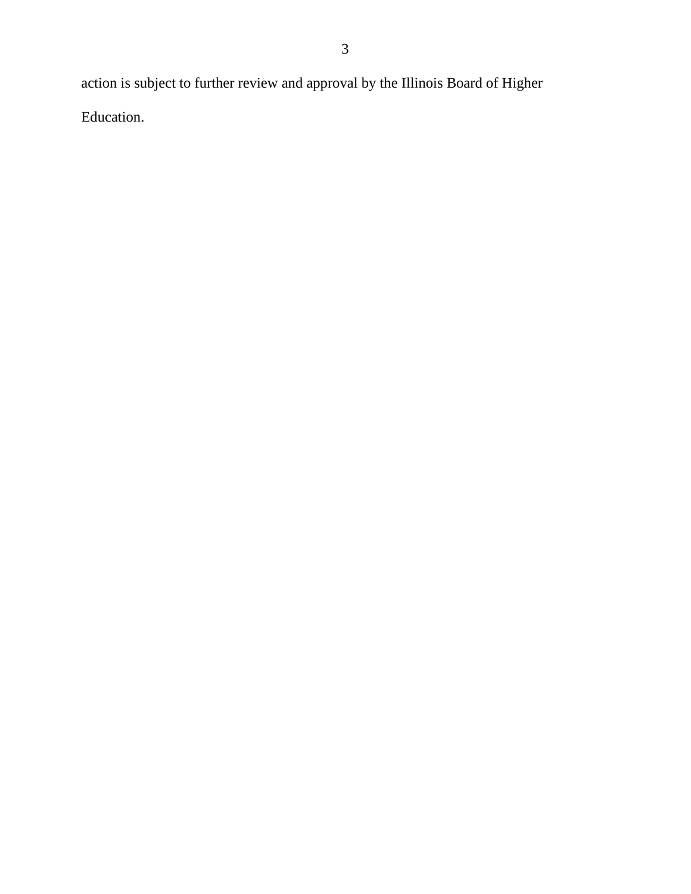action is subject to further review and approval by the Illinois Board of Higher Education.